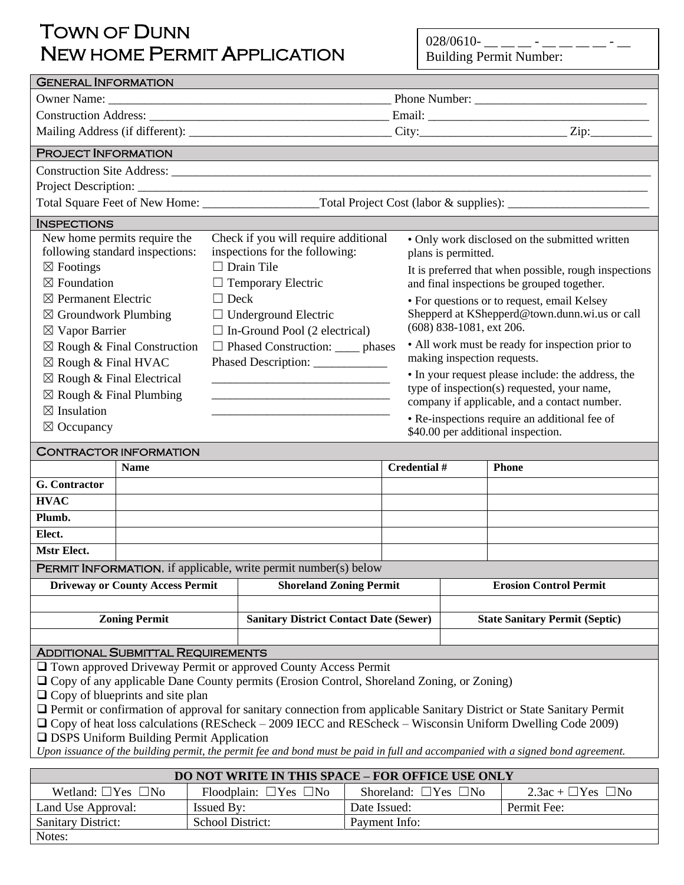# Town of Dunn
# New home Permit Application

028/0610- __ __ __ - __ __ __ __ - __
Building Permit Number:

## General Information

Owner Name: ____________________________________________ Phone Number: ___________________________

Construction Address: _____________________________________ Email: ___________________________________

Mailing Address (if different): _______________________________ City:_______________________ Zip:_________

## Project Information

Construction Site Address: ___________________________________________________________________________

Project Description: _________________________________________________________________________________

Total Square Feet of New Home: __________________Total Project Cost (labor & supplies): ______________________

## Inspections

New home permits require the following standard inspections:

- ☒ Footings
- ☒ Foundation
- ☒ Permanent Electric
- ☒ Groundwork Plumbing
- ☒ Vapor Barrier
- ☒ Rough & Final Construction
- ☒ Rough & Final HVAC
- ☒ Rough & Final Electrical
- ☒ Rough & Final Plumbing
- ☒ Insulation
- ☒ Occupancy

Check if you will require additional inspections for the following:

- ☐ Drain Tile
- ☐ Temporary Electric
- ☐ Deck
- ☐ Underground Electric
- ☐ In-Ground Pool (2 electrical)
- ☐ Phased Construction: ____ phases

Phased Description: ____________
_____________________________
_____________________________
_____________________________

- Only work disclosed on the submitted written plans is permitted.

It is preferred that when possible, rough inspections and final inspections be grouped together.

- For questions or to request, email Kelsey Shepperd at KShepperd@town.dunn.wi.us or call (608) 838-1081, ext 206.
- All work must be ready for inspection prior to making inspection requests.
- In your request please include: the address, the type of inspection(s) requested, your name, company if applicable, and a contact number.
- Re-inspections require an additional fee of $40.00 per additional inspection.

## Contractor Information

| | Name | Credential # | Phone |
|---|---|---|---|
| **G. Contractor** | | | |
| **HVAC** | | | |
| **Plumb.** | | | |
| **Elect.** | | | |
| **Mstr Elect.** | | | |

## Permit Information, if applicable, write permit number(s) below

| Driveway or County Access Permit | Shoreland Zoning Permit | Erosion Control Permit |
|---|---|---|
| | | |
| **Zoning Permit** | **Sanitary District Contact Date (Sewer)** | **State Sanitary Permit (Septic)** |
| | | |

## Additional Submittal Requirements

- ❑ Town approved Driveway Permit or approved County Access Permit
- ❑ Copy of any applicable Dane County permits (Erosion Control, Shoreland Zoning, or Zoning)
- ❑ Copy of blueprints and site plan
- ❑ Permit or confirmation of approval for sanitary connection from applicable Sanitary District or State Sanitary Permit
- ❑ Copy of heat loss calculations (REScheck – 2009 IECC and REScheck – Wisconsin Uniform Dwelling Code 2009)
- ❑ DSPS Uniform Building Permit Application

*Upon issuance of the building permit, the permit fee and bond must be paid in full and accompanied with a signed bond agreement.*

| DO NOT WRITE IN THIS SPACE – FOR OFFICE USE ONLY | | | |
|---|---|---|---|
| Wetland: ☐Yes ☐No | Floodplain: ☐Yes ☐No | Shoreland: ☐Yes ☐No | 2.3ac + ☐Yes ☐No |
| Land Use Approval: | Issued By: | Date Issued: | Permit Fee: |
| Sanitary District: | School District: | Payment Info: | |
| Notes: | | | |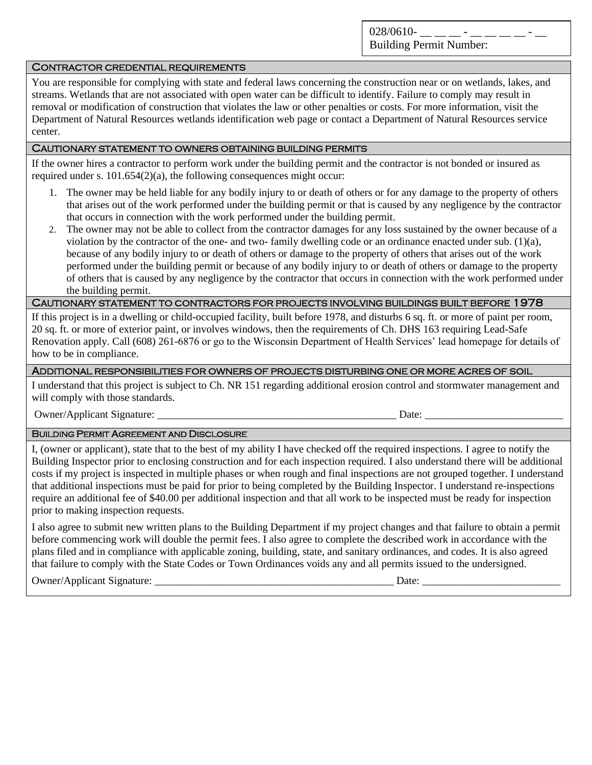028/0610- __ __ __ - __ __ __ __ - __
Building Permit Number:

## Contractor credential requirements

You are responsible for complying with state and federal laws concerning the construction near or on wetlands, lakes, and streams. Wetlands that are not associated with open water can be difficult to identify. Failure to comply may result in removal or modification of construction that violates the law or other penalties or costs. For more information, visit the Department of Natural Resources wetlands identification web page or contact a Department of Natural Resources service center.

## Cautionary statement to owners obtaining building permits

If the owner hires a contractor to perform work under the building permit and the contractor is not bonded or insured as required under s. 101.654(2)(a), the following consequences might occur:

1. The owner may be held liable for any bodily injury to or death of others or for any damage to the property of others that arises out of the work performed under the building permit or that is caused by any negligence by the contractor that occurs in connection with the work performed under the building permit.
2. The owner may not be able to collect from the contractor damages for any loss sustained by the owner because of a violation by the contractor of the one- and two- family dwelling code or an ordinance enacted under sub. (1)(a), because of any bodily injury to or death of others or damage to the property of others that arises out of the work performed under the building permit or because of any bodily injury to or death of others or damage to the property of others that is caused by any negligence by the contractor that occurs in connection with the work performed under the building permit.

## Cautionary statement to contractors for projects involving buildings built before 1978

If this project is in a dwelling or child-occupied facility, built before 1978, and disturbs 6 sq. ft. or more of paint per room, 20 sq. ft. or more of exterior paint, or involves windows, then the requirements of Ch. DHS 163 requiring Lead-Safe Renovation apply. Call (608) 261-6876 or go to the Wisconsin Department of Health Services' lead homepage for details of how to be in compliance.

## Additional responsibilities for owners of projects disturbing one or more acres of soil

I understand that this project is subject to Ch. NR 151 regarding additional erosion control and stormwater management and will comply with those standards.

Owner/Applicant Signature: ______________________________________________ Date: __________________________

## Building Permit Agreement and Disclosure

I, (owner or applicant), state that to the best of my ability I have checked off the required inspections. I agree to notify the Building Inspector prior to enclosing construction and for each inspection required. I also understand there will be additional costs if my project is inspected in multiple phases or when rough and final inspections are not grouped together. I understand that additional inspections must be paid for prior to being completed by the Building Inspector. I understand re-inspections require an additional fee of $40.00 per additional inspection and that all work to be inspected must be ready for inspection prior to making inspection requests.

I also agree to submit new written plans to the Building Department if my project changes and that failure to obtain a permit before commencing work will double the permit fees. I also agree to complete the described work in accordance with the plans filed and in compliance with applicable zoning, building, state, and sanitary ordinances, and codes. It is also agreed that failure to comply with the State Codes or Town Ordinances voids any and all permits issued to the undersigned.

Owner/Applicant Signature: ______________________________________________ Date: __________________________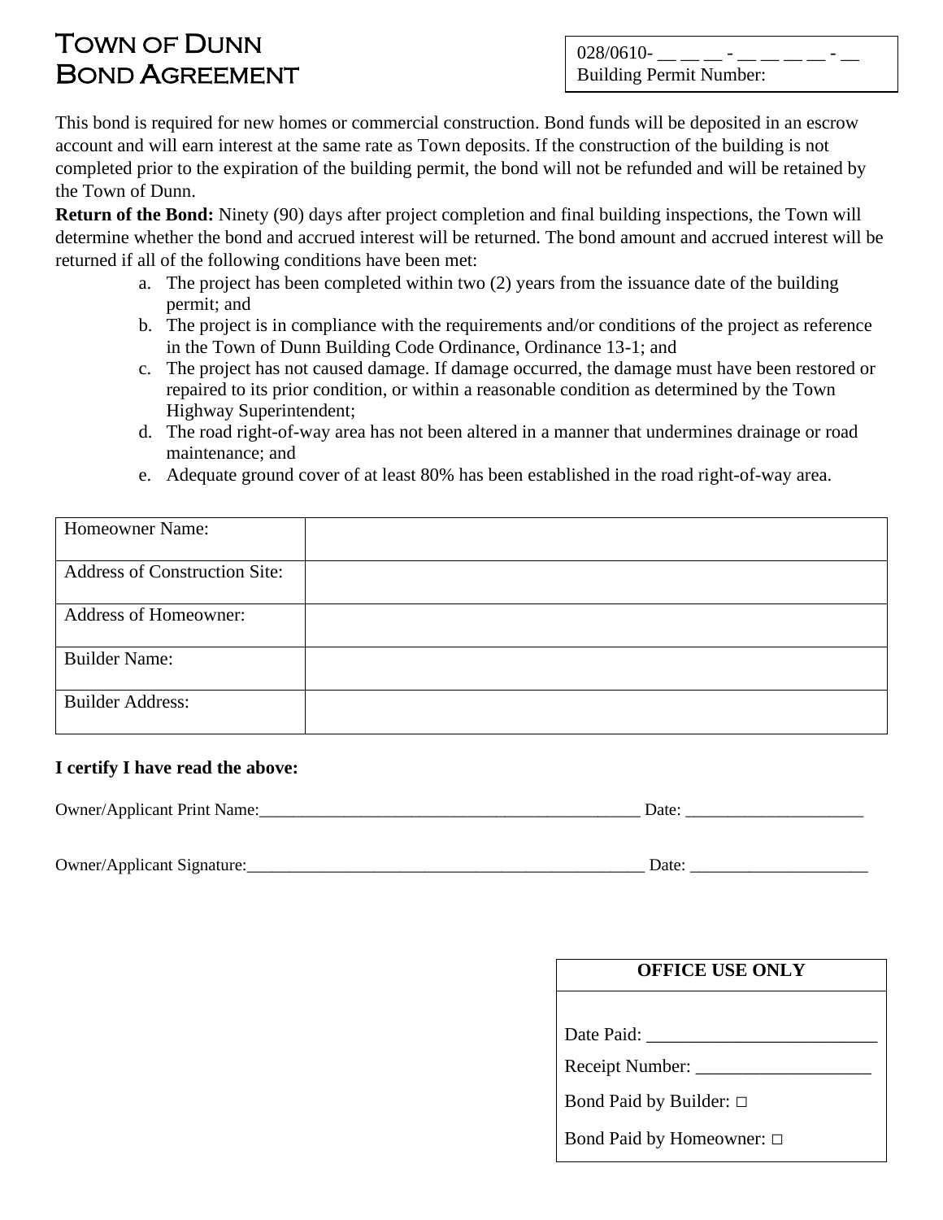# Town of Dunn Bond Agreement

028/0610- __ __ __ - __ __ __ __ - __
Building Permit Number:

This bond is required for new homes or commercial construction. Bond funds will be deposited in an escrow account and will earn interest at the same rate as Town deposits. If the construction of the building is not completed prior to the expiration of the building permit, the bond will not be refunded and will be retained by the Town of Dunn.

**Return of the Bond:** Ninety (90) days after project completion and final building inspections, the Town will determine whether the bond and accrued interest will be returned. The bond amount and accrued interest will be returned if all of the following conditions have been met:

a. The project has been completed within two (2) years from the issuance date of the building permit; and
b. The project is in compliance with the requirements and/or conditions of the project as reference in the Town of Dunn Building Code Ordinance, Ordinance 13-1; and
c. The project has not caused damage. If damage occurred, the damage must have been restored or repaired to its prior condition, or within a reasonable condition as determined by the Town Highway Superintendent;
d. The road right-of-way area has not been altered in a manner that undermines drainage or road maintenance; and
e. Adequate ground cover of at least 80% has been established in the road right-of-way area.

| | |
|---|---|
| Homeowner Name: | |
| Address of Construction Site: | |
| Address of Homeowner: | |
| Builder Name: | |
| Builder Address: | |

**I certify I have read the above:**

Owner/Applicant Print Name:_______________________________________________ Date: ______________________

Owner/Applicant Signature:_________________________________________________ Date: ______________________

**OFFICE USE ONLY**

Date Paid: _________________________

Receipt Number: ___________________

Bond Paid by Builder: □

Bond Paid by Homeowner: □